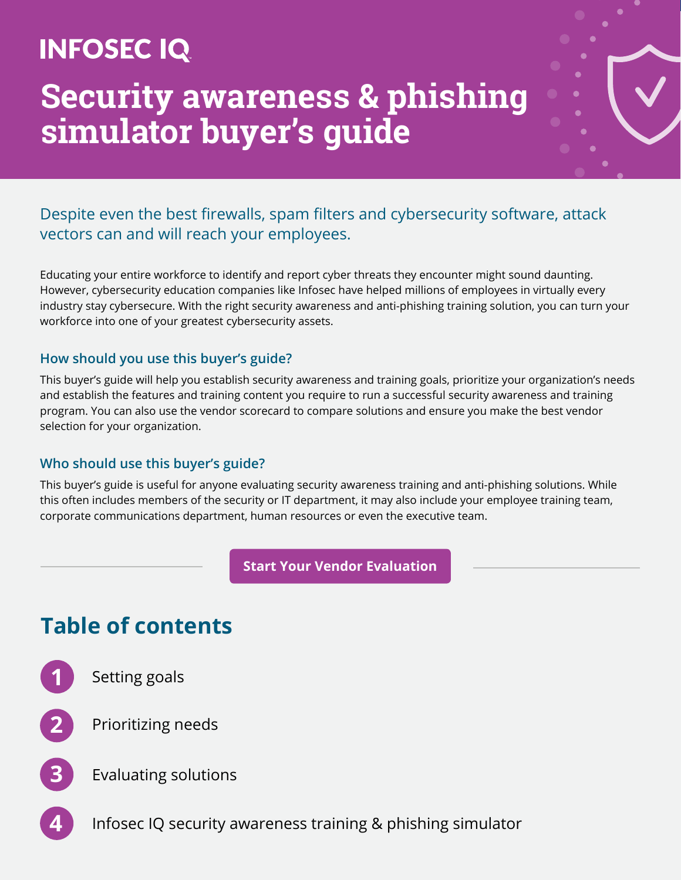INFOSEC IQ

# Security awareness & phishing simulator buyer's guide

Despite even the best firewalls, spam filters and cybersecurity software, attack vectors can and will reach your employees.

Educating your entire workforce to identify and report cyber threats they encounter might sound daunting. However, cybersecurity education companies like Infosec have helped millions of employees in virtually every industry stay cybersecure. With the right security awareness and anti-phishing training solution, you can turn your workforce into one of your greatest cybersecurity assets.

### How should you use this buyer's guide?

This buyer's guide will help you establish security awareness and training goals, prioritize your organization's needs and establish the features and training content you require to run a successful security awareness and training program. You can also use the vendor scorecard to compare solutions and ensure you make the best vendor selection for your organization.

### Who should use this buyer's guide?

This buyer's guide is useful for anyone evaluating security awareness training and anti-phishing solutions. While this often includes members of the security or IT department, it may also include your employee training team, corporate communications department, human resources or even the executive team.

**Start Your Vendor Evaluation**

## Table of contents

1. Setting goals
2. Prioritizing needs
3. Evaluating solutions
4. Infosec IQ security awareness training & phishing simulator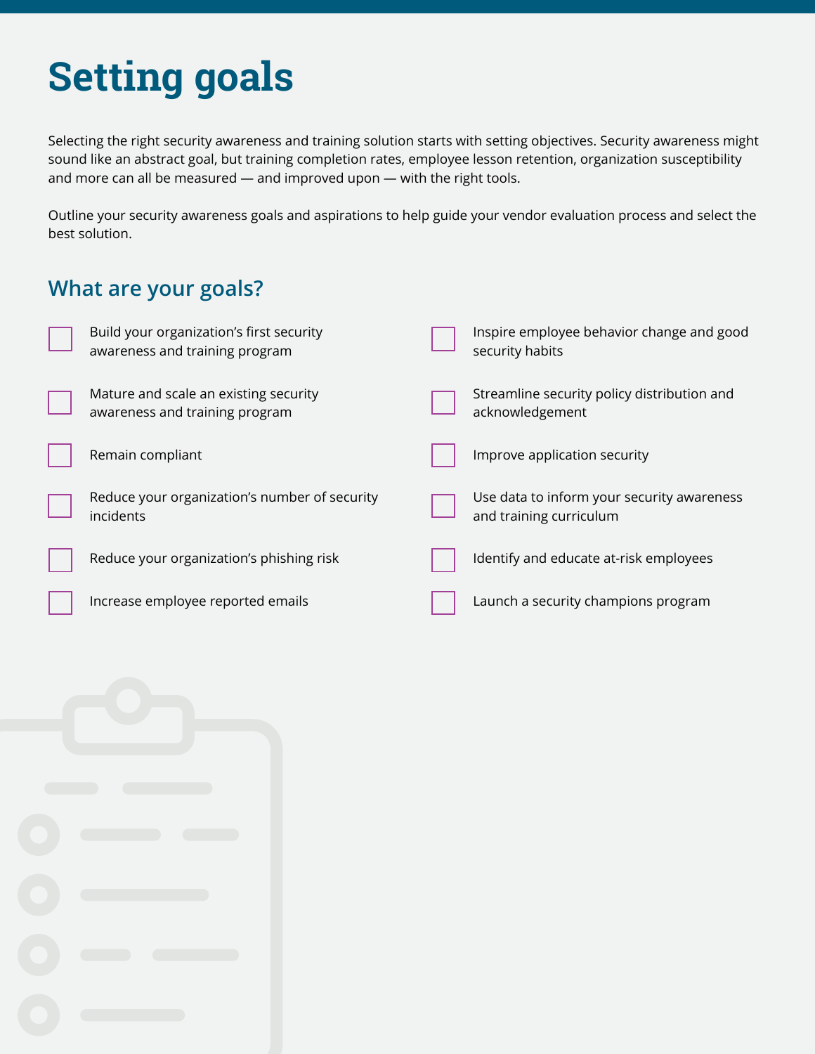# Setting goals

Selecting the right security awareness and training solution starts with setting objectives. Security awareness might sound like an abstract goal, but training completion rates, employee lesson retention, organization susceptibility and more can all be measured — and improved upon — with the right tools.

Outline your security awareness goals and aspirations to help guide your vendor evaluation process and select the best solution.

## What are your goals?

- [ ] Build your organization's first security awareness and training program
- [ ] Mature and scale an existing security awareness and training program
- [ ] Remain compliant
- [ ] Reduce your organization's number of security incidents
- [ ] Reduce your organization's phishing risk
- [ ] Increase employee reported emails
- [ ] Inspire employee behavior change and good security habits
- [ ] Streamline security policy distribution and acknowledgement
- [ ] Improve application security
- [ ] Use data to inform your security awareness and training curriculum
- [ ] Identify and educate at-risk employees
- [ ] Launch a security champions program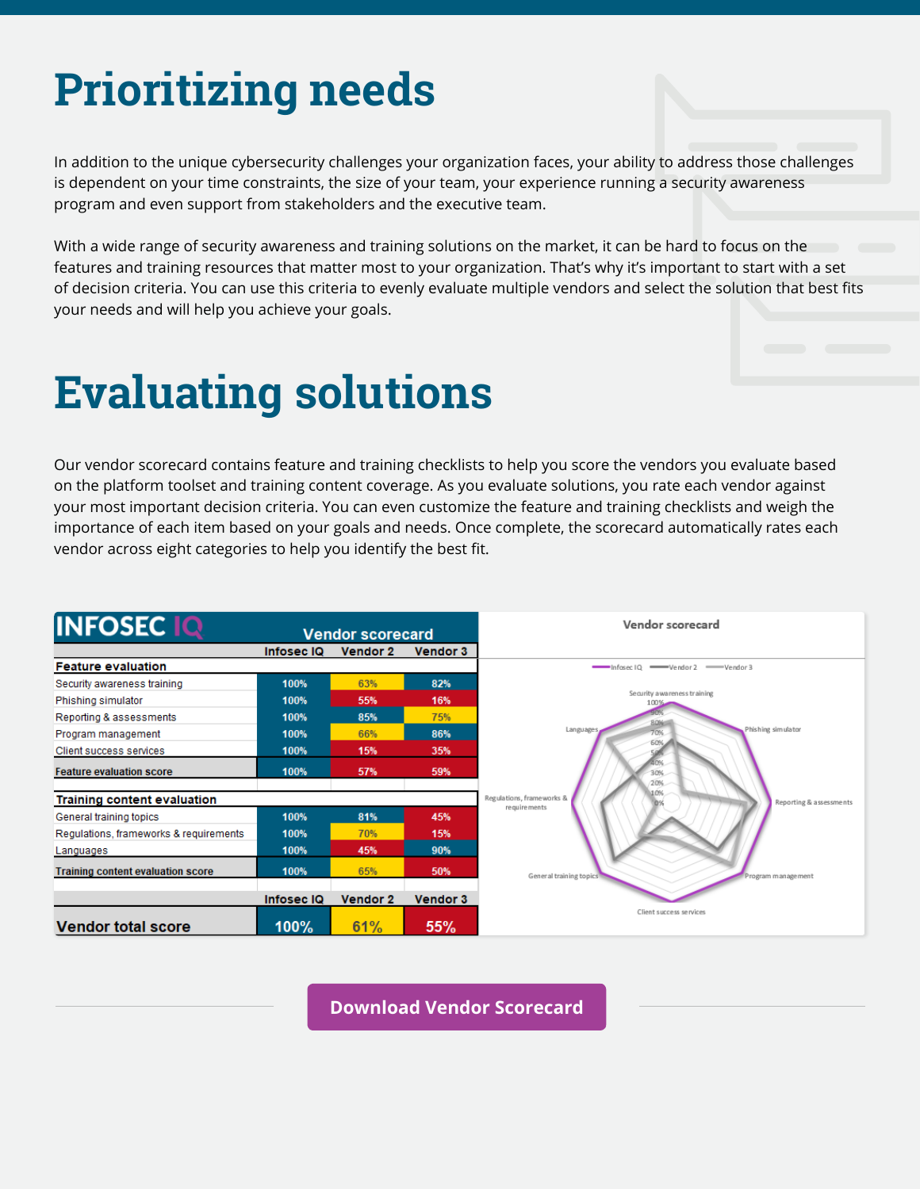# Prioritizing needs

In addition to the unique cybersecurity challenges your organization faces, your ability to address those challenges is dependent on your time constraints, the size of your team, your experience running a security awareness program and even support from stakeholders and the executive team.

With a wide range of security awareness and training solutions on the market, it can be hard to focus on the features and training resources that matter most to your organization. That's why it's important to start with a set of decision criteria. You can use this criteria to evenly evaluate multiple vendors and select the solution that best fits your needs and will help you achieve your goals.

# Evaluating solutions

Our vendor scorecard contains feature and training checklists to help you score the vendors you evaluate based on the platform toolset and training content coverage. As you evaluate solutions, you rate each vendor against your most important decision criteria. You can even customize the feature and training checklists and weigh the importance of each item based on your goals and needs. Once complete, the scorecard automatically rates each vendor across eight categories to help you identify the best fit.

**INFOSEC IQ — Vendor scorecard**

| | Infosec IQ | Vendor 2 | Vendor 3 |
|---|---|---|---|
| **Feature evaluation** | | | |
| Security awareness training | 100% | 63% | 82% |
| Phishing simulator | 100% | 55% | 16% |
| Reporting & assessments | 100% | 85% | 75% |
| Program management | 100% | 66% | 86% |
| Client success services | 100% | 15% | 35% |
| **Feature evaluation score** | 100% | 57% | 59% |
| **Training content evaluation** | | | |
| General training topics | 100% | 81% | 45% |
| Regulations, frameworks & requirements | 100% | 70% | 15% |
| Languages | 100% | 45% | 90% |
| **Training content score** | 100% | 65% | 50% |
| **Vendor total score** | **100%** | **61%** | **55%** |

Download Vendor Scorecard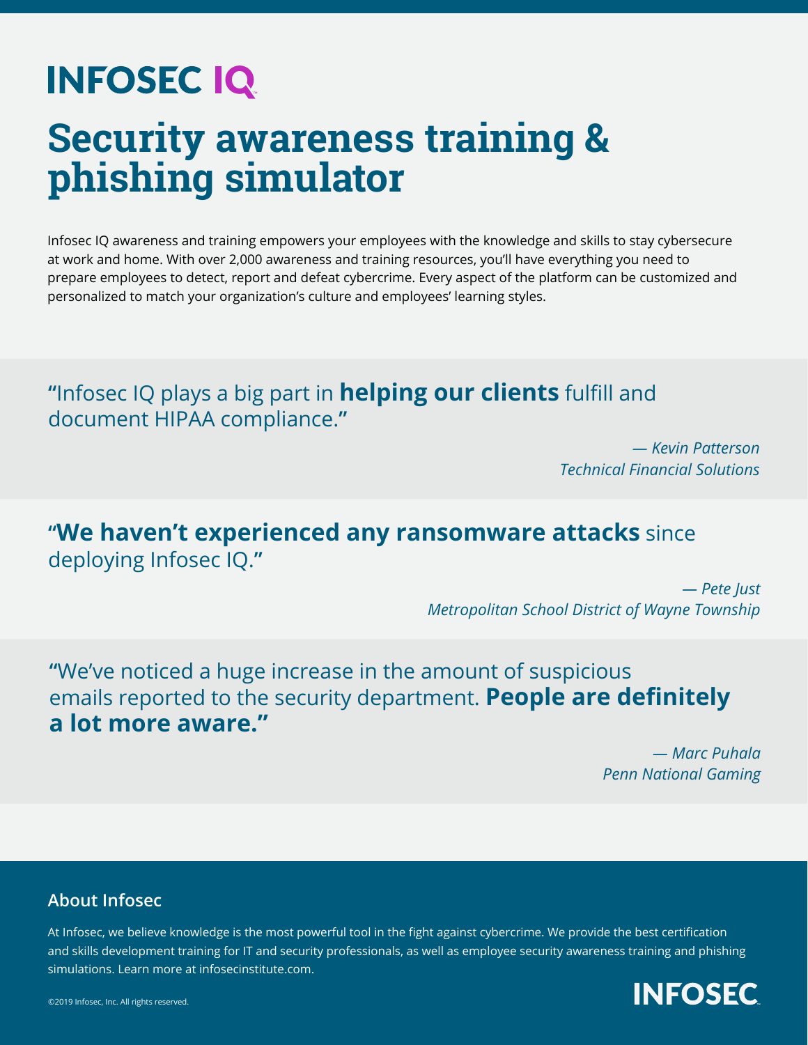# INFOSEC IQ

# Security awareness training & phishing simulator

Infosec IQ awareness and training empowers your employees with the knowledge and skills to stay cybersecure at work and home. With over 2,000 awareness and training resources, you'll have everything you need to prepare employees to detect, report and defeat cybercrime. Every aspect of the platform can be customized and personalized to match your organization's culture and employees' learning styles.

"Infosec IQ plays a big part in **helping our clients** fulfill and document HIPAA compliance."

*— Kevin Patterson*
*Technical Financial Solutions*

"**We haven't experienced any ransomware attacks** since deploying Infosec IQ."

*— Pete Just*
*Metropolitan School District of Wayne Township*

"We've noticed a huge increase in the amount of suspicious emails reported to the security department. **People are definitely a lot more aware.**"

*— Marc Puhala*
*Penn National Gaming*

## About Infosec

At Infosec, we believe knowledge is the most powerful tool in the fight against cybercrime. We provide the best certification and skills development training for IT and security professionals, as well as employee security awareness training and phishing simulations. Learn more at infosecinstitute.com.

©2019 Infosec, Inc. All rights reserved.

INFOSEC